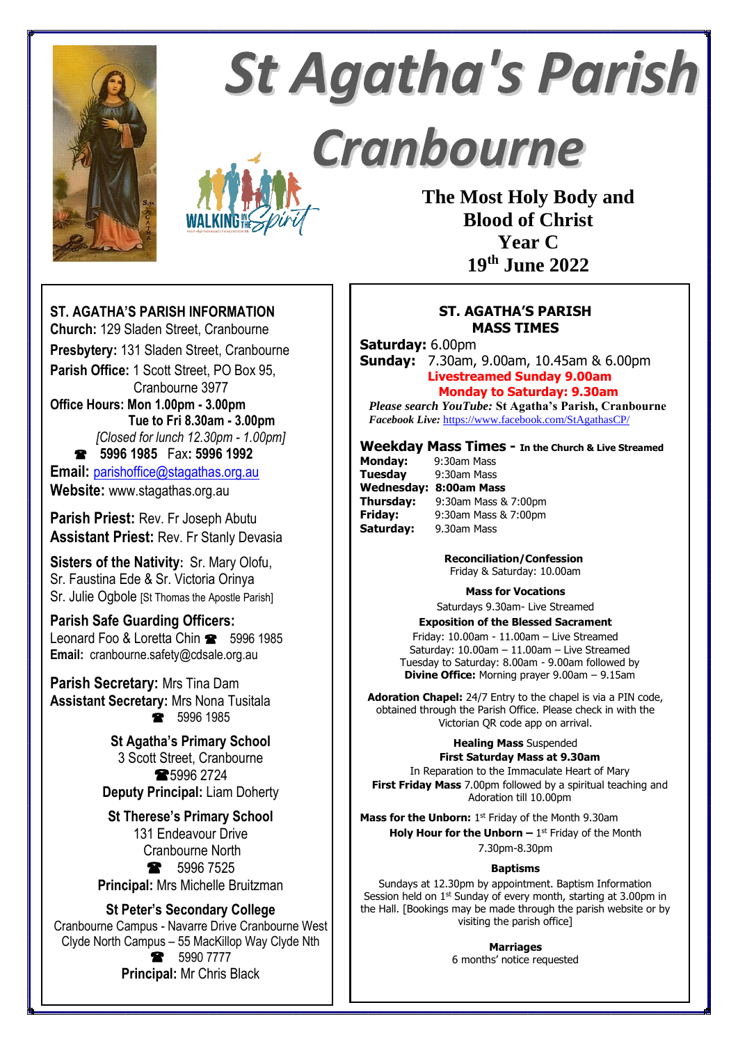# St Agatha's Parish Cranbourne

WALKING IN THE Spirit

**The Most Holy Body and Blood of Christ**
**Year C**
**19th June 2022**

## ST. AGATHA'S PARISH INFORMATION

**Church:** 129 Sladen Street, Cranbourne
**Presbytery:** 131 Sladen Street, Cranbourne
**Parish Office:** 1 Scott Street, PO Box 95, Cranbourne 3977
**Office Hours:** Mon 1.00pm - 3.00pm
Tue to Fri 8.30am - 3.00pm
*[Closed for lunch 12.30pm - 1.00pm]*
☎ **5996 1985** Fax: **5996 1992**
**Email:** parishoffice@stagathas.org.au
**Website:** www.stagathas.org.au

**Parish Priest:** Rev. Fr Joseph Abutu
**Assistant Priest:** Rev. Fr Stanly Devasia

**Sisters of the Nativity:** Sr. Mary Olofu, Sr. Faustina Ede & Sr. Victoria Orinya
Sr. Julie Ogbole [St Thomas the Apostle Parish]

**Parish Safe Guarding Officers:**
Leonard Foo & Loretta Chin ☎ 5996 1985
**Email:** cranbourne.safety@cdsale.org.au

**Parish Secretary:** Mrs Tina Dam
**Assistant Secretary:** Mrs Nona Tusitala
☎ 5996 1985

**St Agatha's Primary School**
3 Scott Street, Cranbourne
☎5996 2724
**Deputy Principal:** Liam Doherty

**St Therese's Primary School**
131 Endeavour Drive
Cranbourne North
☎ 5996 7525
**Principal:** Mrs Michelle Bruitzman

**St Peter's Secondary College**
Cranbourne Campus - Navarre Drive Cranbourne West
Clyde North Campus – 55 MacKillop Way Clyde Nth
☎ 5990 7777
**Principal:** Mr Chris Black

## ST. AGATHA'S PARISH MASS TIMES

**Saturday:** 6.00pm
**Sunday:** 7.30am, 9.00am, 10.45am & 6.00pm
**Livestreamed Sunday 9.00am**
**Monday to Saturday: 9.30am**
*Please search YouTube:* **St Agatha's Parish, Cranbourne**
*Facebook Live:* https://www.facebook.com/StAgathasCP/

**Weekday Mass Times - In the Church & Live Streamed**

**Monday:** 9:30am Mass
**Tuesday** 9:30am Mass
**Wednesday:** **8:00am Mass**
**Thursday:** 9:30am Mass & 7:00pm
**Friday:** 9:30am Mass & 7:00pm
**Saturday:** 9.30am Mass

**Reconciliation/Confession**
Friday & Saturday: 10.00am

**Mass for Vocations**
Saturdays 9.30am- Live Streamed

**Exposition of the Blessed Sacrament**
Friday: 10.00am - 11.00am – Live Streamed
Saturday: 10.00am – 11.00am – Live Streamed
Tuesday to Saturday: 8.00am - 9.00am followed by
**Divine Office:** Morning prayer 9.00am – 9.15am

**Adoration Chapel:** 24/7 Entry to the chapel is via a PIN code, obtained through the Parish Office. Please check in with the Victorian QR code app on arrival.

**Healing Mass** Suspended
**First Saturday Mass at 9.30am**
In Reparation to the Immaculate Heart of Mary
**First Friday Mass** 7.00pm followed by a spiritual teaching and Adoration till 10.00pm

**Mass for the Unborn:** 1st Friday of the Month 9.30am
**Holy Hour for the Unborn –** 1st Friday of the Month 7.30pm-8.30pm

**Baptisms**
Sundays at 12.30pm by appointment. Baptism Information Session held on 1st Sunday of every month, starting at 3.00pm in the Hall. [Bookings may be made through the parish website or by visiting the parish office]

**Marriages**
6 months' notice requested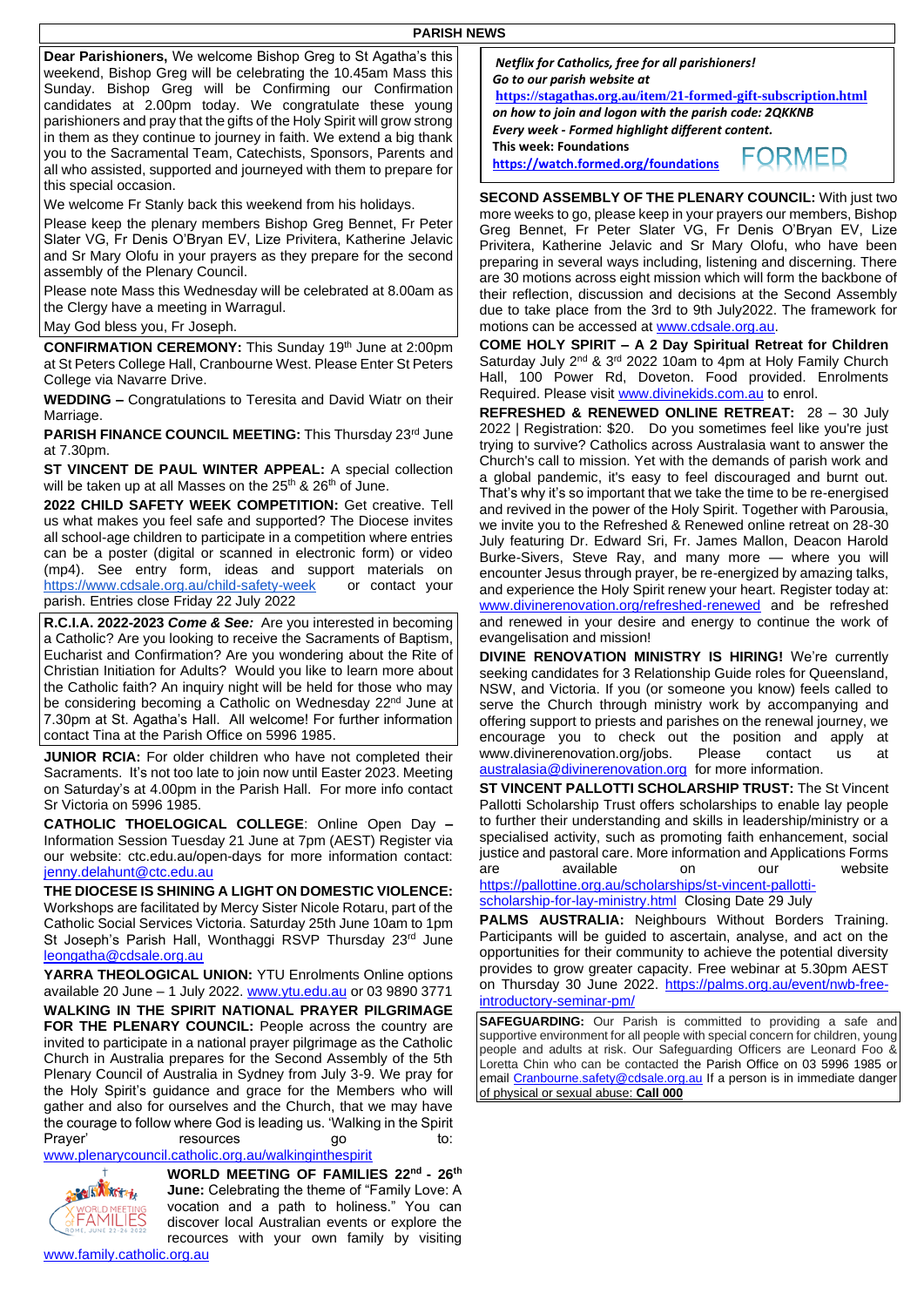## PARISH NEWS

**Dear Parishioners,** We welcome Bishop Greg to St Agatha's this weekend, Bishop Greg will be celebrating the 10.45am Mass this Sunday. Bishop Greg will be Confirming our Confirmation candidates at 2.00pm today. We congratulate these young parishioners and pray that the gifts of the Holy Spirit will grow strong in them as they continue to journey in faith. We extend a big thank you to the Sacramental Team, Catechists, Sponsors, Parents and all who assisted, supported and journeyed with them to prepare for this special occasion.

We welcome Fr Stanly back this weekend from his holidays.

Please keep the plenary members Bishop Greg Bennet, Fr Peter Slater VG, Fr Denis O'Bryan EV, Lize Privitera, Katherine Jelavic and Sr Mary Olofu in your prayers as they prepare for the second assembly of the Plenary Council.

Please note Mass this Wednesday will be celebrated at 8.00am as the Clergy have a meeting in Warragul.

May God bless you, Fr Joseph.

**CONFIRMATION CEREMONY:** This Sunday 19th June at 2:00pm at St Peters College Hall, Cranbourne West. Please Enter St Peters College via Navarre Drive.

**WEDDING –** Congratulations to Teresita and David Wiatr on their Marriage.

**PARISH FINANCE COUNCIL MEETING:** This Thursday 23rd June at 7.30pm.

**ST VINCENT DE PAUL WINTER APPEAL:** A special collection will be taken up at all Masses on the 25th & 26th of June.

**2022 CHILD SAFETY WEEK COMPETITION:** Get creative. Tell us what makes you feel safe and supported? The Diocese invites all school-age children to participate in a competition where entries can be a poster (digital or scanned in electronic form) or video (mp4). See entry form, ideas and support materials on https://www.cdsale.org.au/child-safety-week or contact your parish. Entries close Friday 22 July 2022

**R.C.I.A. 2022-2023 *Come & See:*** Are you interested in becoming a Catholic? Are you looking to receive the Sacraments of Baptism, Eucharist and Confirmation? Are you wondering about the Rite of Christian Initiation for Adults? Would you like to learn more about the Catholic faith? An inquiry night will be held for those who may be considering becoming a Catholic on Wednesday 22nd June at 7.30pm at St. Agatha's Hall. All welcome! For further information contact Tina at the Parish Office on 5996 1985.

**JUNIOR RCIA:** For older children who have not completed their Sacraments. It's not too late to join now until Easter 2023. Meeting on Saturday's at 4.00pm in the Parish Hall. For more info contact Sr Victoria on 5996 1985.

**CATHOLIC THOELOGICAL COLLEGE**: Online Open Day – Information Session Tuesday 21 June at 7pm (AEST) Register via our website: ctc.edu.au/open-days for more information contact: jenny.delahunt@ctc.edu.au

**THE DIOCESE IS SHINING A LIGHT ON DOMESTIC VIOLENCE:** Workshops are facilitated by Mercy Sister Nicole Rotaru, part of the Catholic Social Services Victoria. Saturday 25th June 10am to 1pm St Joseph's Parish Hall, Wonthaggi RSVP Thursday 23rd June leongatha@cdsale.org.au

**YARRA THEOLOGICAL UNION:** YTU Enrolments Online options available 20 June – 1 July 2022. www.ytu.edu.au or 03 9890 3771

**WALKING IN THE SPIRIT NATIONAL PRAYER PILGRIMAGE FOR THE PLENARY COUNCIL:** People across the country are invited to participate in a national prayer pilgrimage as the Catholic Church in Australia prepares for the Second Assembly of the 5th Plenary Council of Australia in Sydney from July 3-9. We pray for the Holy Spirit's guidance and grace for the Members who will gather and also for ourselves and the Church, that we may have the courage to follow where God is leading us. 'Walking in the Spirit Prayer' resources go to: www.plenarycouncil.catholic.org.au/walkinginthespirit

**WORLD MEETING OF FAMILIES 22nd - 26th June:** Celebrating the theme of "Family Love: A vocation and a path to holiness." You can discover local Australian events or explore the recources with your own family by visiting www.family.catholic.org.au

***Netflix for Catholics, free for all parishioners!***
***Go to our parish website at***
**https://stagathas.org.au/item/21-formed-gift-subscription.html**
***on how to join and logon with the parish code: 2QKKNB***
***Every week - Formed highlight different content.***
**This week: Foundations**
**https://watch.formed.org/foundations**

FORMED

**SECOND ASSEMBLY OF THE PLENARY COUNCIL:** With just two more weeks to go, please keep in your prayers our members, Bishop Greg Bennet, Fr Peter Slater VG, Fr Denis O'Bryan EV, Lize Privitera, Katherine Jelavic and Sr Mary Olofu, who have been preparing in several ways including, listening and discerning. There are 30 motions across eight mission which will form the backbone of their reflection, discussion and decisions at the Second Assembly due to take place from the 3rd to 9th July2022. The framework for motions can be accessed at www.cdsale.org.au.

**COME HOLY SPIRIT – A 2 Day Spiritual Retreat for Children** Saturday July 2nd & 3rd 2022 10am to 4pm at Holy Family Church Hall, 100 Power Rd, Doveton. Food provided. Enrolments Required. Please visit www.divinekids.com.au to enrol.

**REFRESHED & RENEWED ONLINE RETREAT:** 28 – 30 July 2022 | Registration: $20. Do you sometimes feel like you're just trying to survive? Catholics across Australasia want to answer the Church's call to mission. Yet with the demands of parish work and a global pandemic, it's easy to feel discouraged and burnt out. That's why it's so important that we take the time to be re-energised and revived in the power of the Holy Spirit. Together with Parousia, we invite you to the Refreshed & Renewed online retreat on 28-30 July featuring Dr. Edward Sri, Fr. James Mallon, Deacon Harold Burke-Sivers, Steve Ray, and many more — where you will encounter Jesus through prayer, be re-energized by amazing talks, and experience the Holy Spirit renew your heart. Register today at: www.divinerenovation.org/refreshed-renewed and be refreshed and renewed in your desire and energy to continue the work of evangelisation and mission!

**DIVINE RENOVATION MINISTRY IS HIRING!** We're currently seeking candidates for 3 Relationship Guide roles for Queensland, NSW, and Victoria. If you (or someone you know) feels called to serve the Church through ministry work by accompanying and offering support to priests and parishes on the renewal journey, we encourage you to check out the position and apply at www.divinerenovation.org/jobs. Please contact us at australasia@divinerenovation.org for more information.

**ST VINCENT PALLOTTI SCHOLARSHIP TRUST:** The St Vincent Pallotti Scholarship Trust offers scholarships to enable lay people to further their understanding and skills in leadership/ministry or a specialised activity, such as promoting faith enhancement, social justice and pastoral care. More information and Applications Forms are available on our website https://pallottine.org.au/scholarships/st-vincent-pallotti-scholarship-for-lay-ministry.html Closing Date 29 July

**PALMS AUSTRALIA:** Neighbours Without Borders Training. Participants will be guided to ascertain, analyse, and act on the opportunities for their community to achieve the potential diversity provides to grow greater capacity. Free webinar at 5.30pm AEST on Thursday 30 June 2022. https://palms.org.au/event/nwb-free-introductory-seminar-pm/

**SAFEGUARDING:** Our Parish is committed to providing a safe and supportive environment for all people with special concern for children, young people and adults at risk. Our Safeguarding Officers are Leonard Foo & Loretta Chin who can be contacted the Parish Office on 03 5996 1985 or email Cranbourne.safety@cdsale.org.au If a person is in immediate danger of physical or sexual abuse: **Call 000**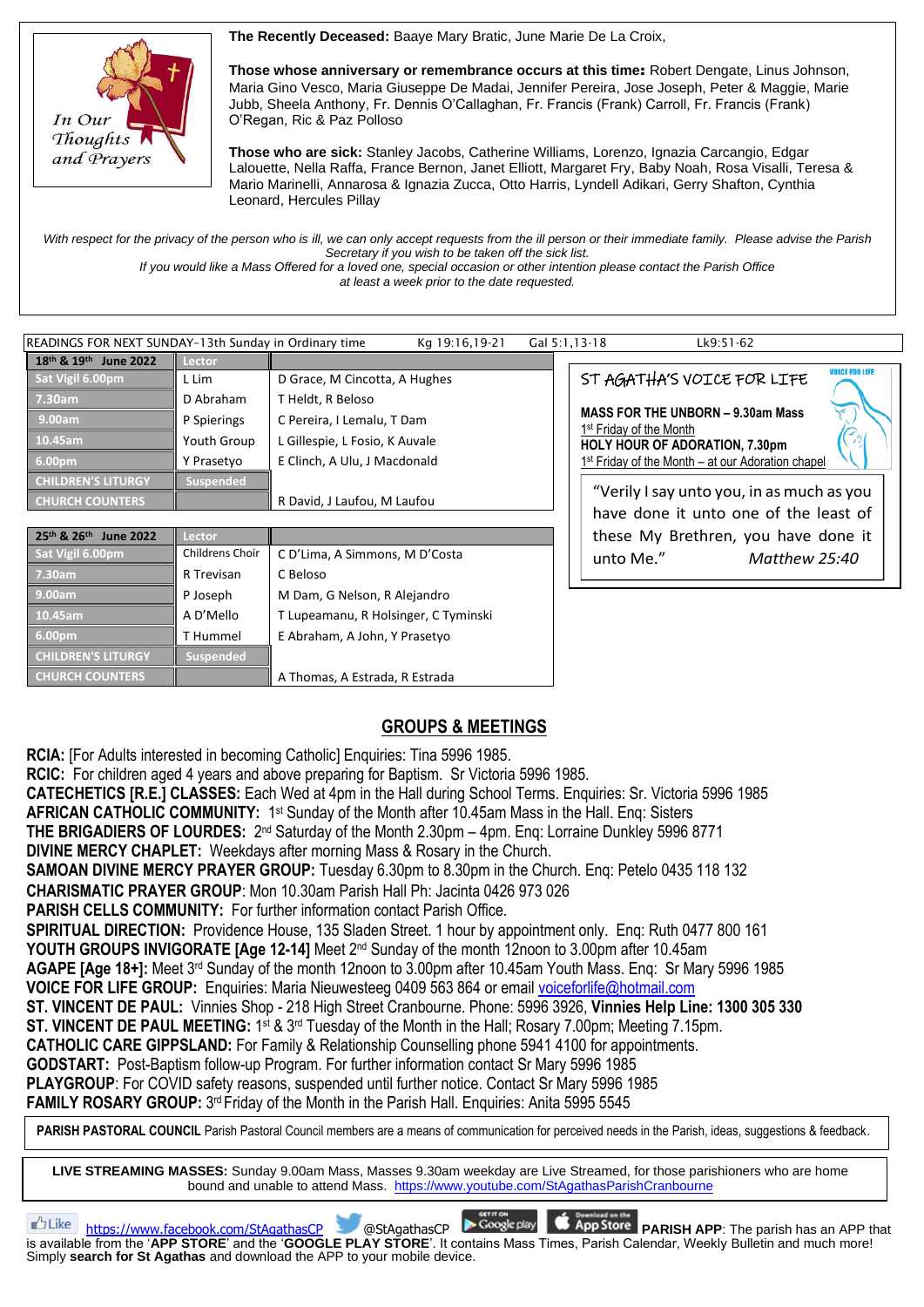**In Our Thoughts and Prayers**

**The Recently Deceased:** Baaye Mary Bratic, June Marie De La Croix,

**Those whose anniversary or remembrance occurs at this time:** Robert Dengate, Linus Johnson, Maria Gino Vesco, Maria Giuseppe De Madai, Jennifer Pereira, Jose Joseph, Peter & Maggie, Marie Jubb, Sheela Anthony, Fr. Dennis O'Callaghan, Fr. Francis (Frank) Carroll, Fr. Francis (Frank) O'Regan, Ric & Paz Polloso

**Those who are sick:** Stanley Jacobs, Catherine Williams, Lorenzo, Ignazia Carcangio, Edgar Lalouette, Nella Raffa, France Bernon, Janet Elliott, Margaret Fry, Baby Noah, Rosa Visalli, Teresa & Mario Marinelli, Annarosa & Ignazia Zucca, Otto Harris, Lyndell Adikari, Gerry Shafton, Cynthia Leonard, Hercules Pillay

*With respect for the privacy of the person who is ill, we can only accept requests from the ill person or their immediate family. Please advise the Parish Secretary if you wish to be taken off the sick list.*
*If you would like a Mass Offered for a loved one, special occasion or other intention please contact the Parish Office at least a week prior to the date requested.*

READINGS FOR NEXT SUNDAY-13th Sunday in Ordinary time — Kg 19:16,19-21 — Gal 5:1,13-18 — Lk9:51-62

| 18th & 19th June 2022 | Lector | |
|---|---|---|
| Sat Vigil 6.00pm | L Lim | D Grace, M Cincotta, A Hughes |
| 7.30am | D Abraham | T Heldt, R Beloso |
| 9.00am | P Spierings | C Pereira, I Lemalu, T Dam |
| 10.45am | Youth Group | L Gillespie, L Fosio, K Auvale |
| 6.00pm | Y Prasetyo | E Clinch, A Ulu, J Macdonald |
| CHILDREN'S LITURGY | Suspended | |
| CHURCH COUNTERS | | R David, J Laufou, M Laufou |

| 25th & 26th June 2022 | Lector | |
|---|---|---|
| Sat Vigil 6.00pm | Childrens Choir | C D'Lima, A Simmons, M D'Costa |
| 7.30am | R Trevisan | C Beloso |
| 9.00am | P Joseph | M Dam, G Nelson, R Alejandro |
| 10.45am | A D'Mello | T Lupeamanu, R Holsinger, C Tyminski |
| 6.00pm | T Hummel | E Abraham, A John, Y Prasetyo |
| CHILDREN'S LITURGY | Suspended | |
| CHURCH COUNTERS | | A Thomas, A Estrada, R Estrada |

**ST AGATHA'S VOICE FOR LIFE**

**MASS FOR THE UNBORN – 9.30am Mass**
1st Friday of the Month
**HOLY HOUR OF ADORATION, 7.30pm**
1st Friday of the Month – at our Adoration chapel

"Verily I say unto you, in as much as you have done it unto one of the least of these My Brethren, you have done it unto Me." *Matthew 25:40*

## GROUPS & MEETINGS

**RCIA:** [For Adults interested in becoming Catholic] Enquiries: Tina 5996 1985.
**RCIC:** For children aged 4 years and above preparing for Baptism. Sr Victoria 5996 1985.
**CATECHETICS [R.E.] CLASSES:** Each Wed at 4pm in the Hall during School Terms. Enquiries: Sr. Victoria 5996 1985
**AFRICAN CATHOLIC COMMUNITY:** 1st Sunday of the Month after 10.45am Mass in the Hall. Enq: Sisters
**THE BRIGADIERS OF LOURDES:** 2nd Saturday of the Month 2.30pm – 4pm. Enq: Lorraine Dunkley 5996 8771
**DIVINE MERCY CHAPLET:** Weekdays after morning Mass & Rosary in the Church.
**SAMOAN DIVINE MERCY PRAYER GROUP:** Tuesday 6.30pm to 8.30pm in the Church. Enq: Petelo 0435 118 132
**CHARISMATIC PRAYER GROUP**: Mon 10.30am Parish Hall Ph: Jacinta 0426 973 026
**PARISH CELLS COMMUNITY:** For further information contact Parish Office.
**SPIRITUAL DIRECTION:** Providence House, 135 Sladen Street. 1 hour by appointment only. Enq: Ruth 0477 800 161
**YOUTH GROUPS INVIGORATE [Age 12-14]** Meet 2nd Sunday of the month 12noon to 3.00pm after 10.45am
**AGAPE [Age 18+]:** Meet 3rd Sunday of the month 12noon to 3.00pm after 10.45am Youth Mass. Enq: Sr Mary 5996 1985
**VOICE FOR LIFE GROUP:** Enquiries: Maria Nieuwesteeg 0409 563 864 or email voiceforlife@hotmail.com
**ST. VINCENT DE PAUL:** Vinnies Shop - 218 High Street Cranbourne. Phone: 5996 3926, **Vinnies Help Line: 1300 305 330**
**ST. VINCENT DE PAUL MEETING:** 1st & 3rd Tuesday of the Month in the Hall; Rosary 7.00pm; Meeting 7.15pm.
**CATHOLIC CARE GIPPSLAND:** For Family & Relationship Counselling phone 5941 4100 for appointments.
**GODSTART:** Post-Baptism follow-up Program. For further information contact Sr Mary 5996 1985
**PLAYGROUP**: For COVID safety reasons, suspended until further notice. Contact Sr Mary 5996 1985
**FAMILY ROSARY GROUP:** 3rd Friday of the Month in the Parish Hall. Enquiries: Anita 5995 5545

**PARISH PASTORAL COUNCIL** Parish Pastoral Council members are a means of communication for perceived needs in the Parish, ideas, suggestions & feedback.

**LIVE STREAMING MASSES:** Sunday 9.00am Mass, Masses 9.30am weekday are Live Streamed, for those parishioners who are home bound and unable to attend Mass. https://www.youtube.com/StAgathasParishCranbourne

Like https://www.facebook.com/StAgathasCP @StAgathasCP **PARISH APP**: The parish has an APP that is available from the '**APP STORE**' and the '**GOOGLE PLAY STORE**'. It contains Mass Times, Parish Calendar, Weekly Bulletin and much more! Simply **search for St Agathas** and download the APP to your mobile device.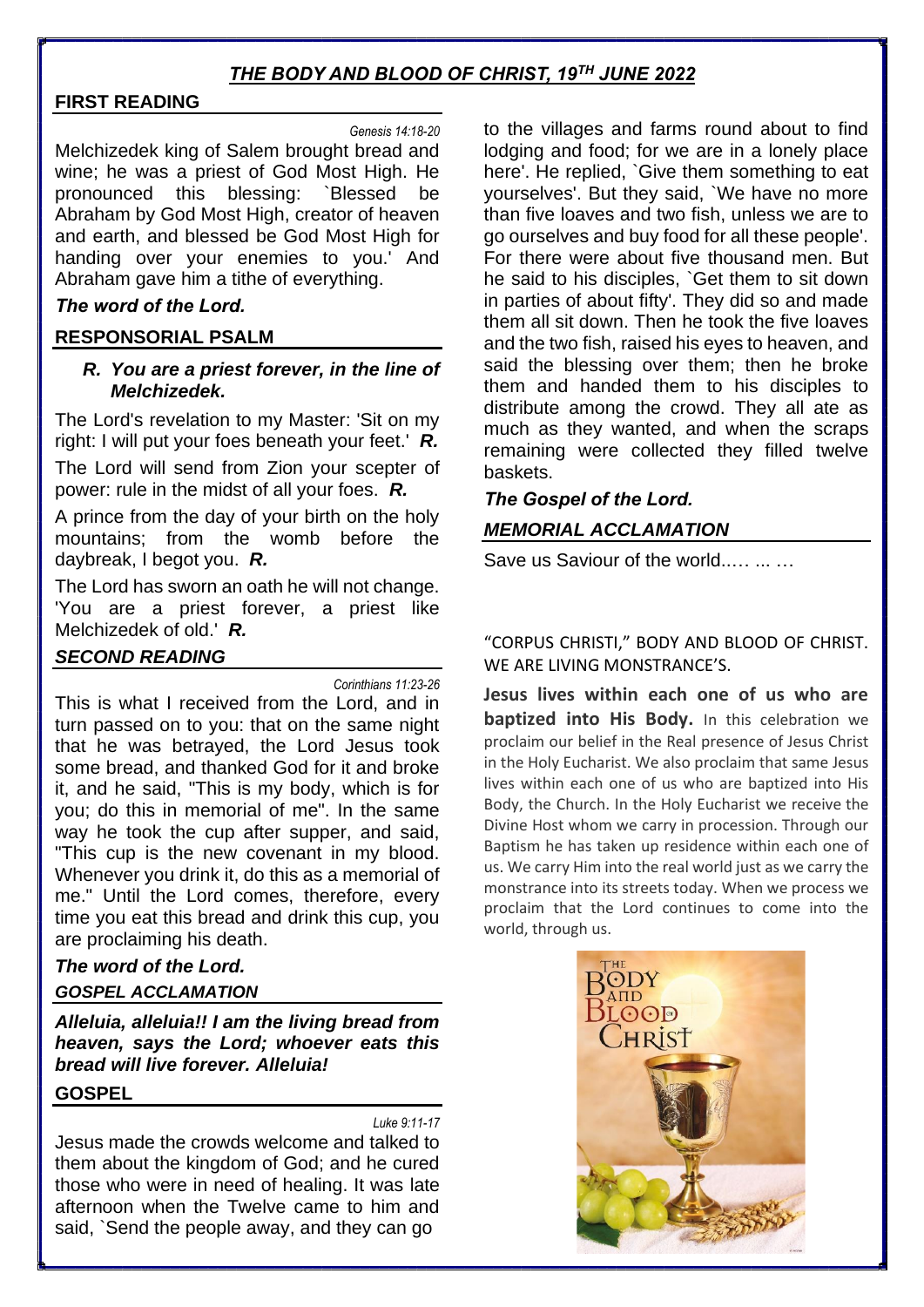# *THE BODY AND BLOOD OF CHRIST, 19TH JUNE 2022*

## FIRST READING

*Genesis 14:18-20*

Melchizedek king of Salem brought bread and wine; he was a priest of God Most High. He pronounced this blessing: `Blessed be Abraham by God Most High, creator of heaven and earth, and blessed be God Most High for handing over your enemies to you.' And Abraham gave him a tithe of everything.

***The word of the Lord.***

## RESPONSORIAL PSALM

***R. You are a priest forever, in the line of Melchizedek.***

The Lord's revelation to my Master: 'Sit on my right: I will put your foes beneath your feet.' ***R.***

The Lord will send from Zion your scepter of power: rule in the midst of all your foes. ***R.***

A prince from the day of your birth on the holy mountains; from the womb before the daybreak, I begot you. ***R.***

The Lord has sworn an oath he will not change. 'You are a priest forever, a priest like Melchizedek of old.' ***R.***

## *SECOND READING*

*Corinthians 11:23-26*

This is what I received from the Lord, and in turn passed on to you: that on the same night that he was betrayed, the Lord Jesus took some bread, and thanked God for it and broke it, and he said, "This is my body, which is for you; do this in memorial of me". In the same way he took the cup after supper, and said, "This cup is the new covenant in my blood. Whenever you drink it, do this as a memorial of me." Until the Lord comes, therefore, every time you eat this bread and drink this cup, you are proclaiming his death.

***The word of the Lord.***

## *GOSPEL ACCLAMATION*

***Alleluia, alleluia!! I am the living bread from heaven, says the Lord; whoever eats this bread will live forever. Alleluia!***

## GOSPEL

*Luke 9:11-17*

Jesus made the crowds welcome and talked to them about the kingdom of God; and he cured those who were in need of healing. It was late afternoon when the Twelve came to him and said, `Send the people away, and they can go to the villages and farms round about to find lodging and food; for we are in a lonely place here'. He replied, `Give them something to eat yourselves'. But they said, `We have no more than five loaves and two fish, unless we are to go ourselves and buy food for all these people'. For there were about five thousand men. But he said to his disciples, `Get them to sit down in parties of about fifty'. They did so and made them all sit down. Then he took the five loaves and the two fish, raised his eyes to heaven, and said the blessing over them; then he broke them and handed them to his disciples to distribute among the crowd. They all ate as much as they wanted, and when the scraps remaining were collected they filled twelve baskets.

***The Gospel of the Lord.***

## *MEMORIAL ACCLAMATION*

Save us Saviour of the world..… ... …

"CORPUS CHRISTI," BODY AND BLOOD OF CHRIST. WE ARE LIVING MONSTRANCE'S.

**Jesus lives within each one of us who are baptized into His Body.** In this celebration we proclaim our belief in the Real presence of Jesus Christ in the Holy Eucharist. We also proclaim that same Jesus lives within each one of us who are baptized into His Body, the Church. In the Holy Eucharist we receive the Divine Host whom we carry in procession. Through our Baptism he has taken up residence within each one of us. We carry Him into the real world just as we carry the monstrance into its streets today. When we process we proclaim that the Lord continues to come into the world, through us.

THE BODY AND BLOOD OF CHRIST